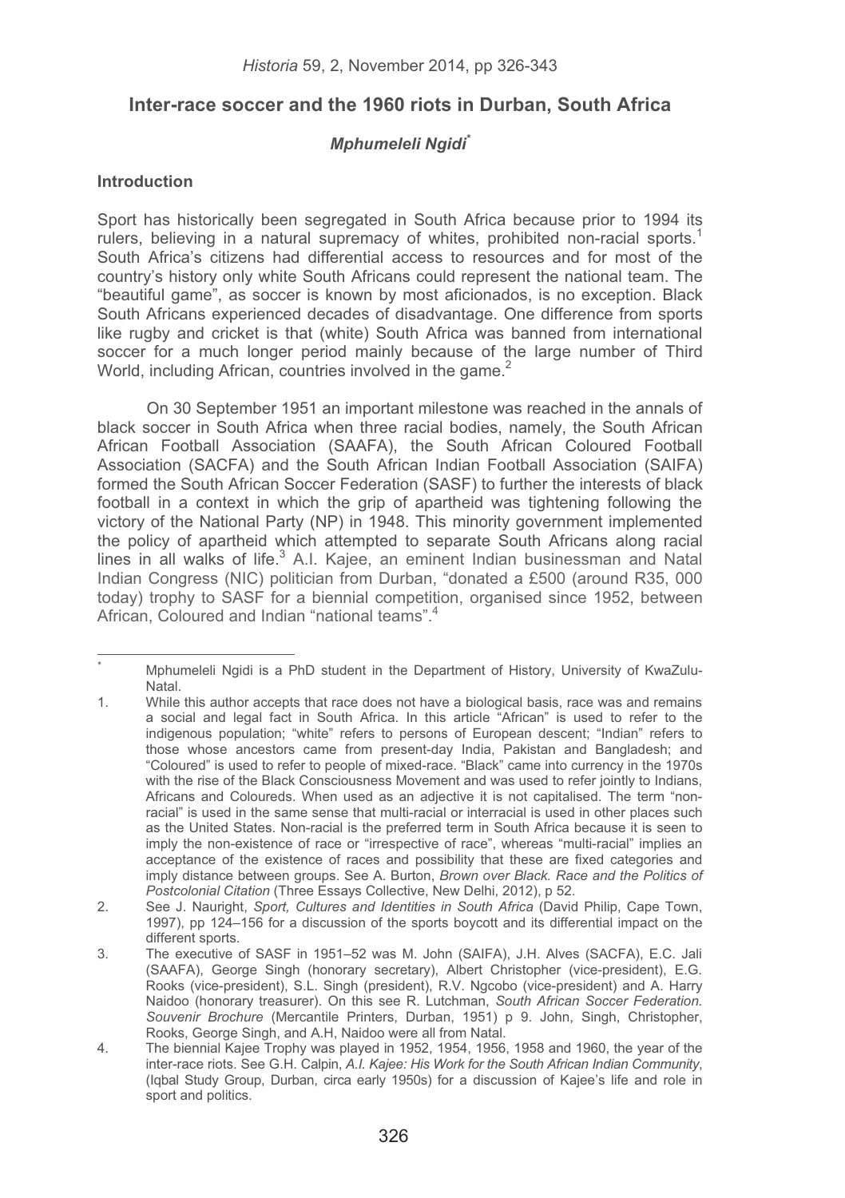# Inter-race soccer and the 1960 riots in Durban, South Africa

***Mphumeleli Ngidi****

## Introduction

Sport has historically been segregated in South Africa because prior to 1994 its rulers, believing in a natural supremacy of whites, prohibited non-racial sports.[1] South Africa's citizens had differential access to resources and for most of the country's history only white South Africans could represent the national team. The "beautiful game", as soccer is known by most aficionados, is no exception. Black South Africans experienced decades of disadvantage. One difference from sports like rugby and cricket is that (white) South Africa was banned from international soccer for a much longer period mainly because of the large number of Third World, including African, countries involved in the game.[2]

On 30 September 1951 an important milestone was reached in the annals of black soccer in South Africa when three racial bodies, namely, the South African African Football Association (SAAFA), the South African Coloured Football Association (SACFA) and the South African Indian Football Association (SAIFA) formed the South African Soccer Federation (SASF) to further the interests of black football in a context in which the grip of apartheid was tightening following the victory of the National Party (NP) in 1948. This minority government implemented the policy of apartheid which attempted to separate South Africans along racial lines in all walks of life.[3] A.I. Kajee, an eminent Indian businessman and Natal Indian Congress (NIC) politician from Durban, "donated a £500 (around R35, 000 today) trophy to SASF for a biennial competition, organised since 1952, between African, Coloured and Indian "national teams".[4]

---

\* Mphumeleli Ngidi is a PhD student in the Department of History, University of KwaZulu-Natal.

1. While this author accepts that race does not have a biological basis, race was and remains a social and legal fact in South Africa. In this article "African" is used to refer to the indigenous population; "white" refers to persons of European descent; "Indian" refers to those whose ancestors came from present-day India, Pakistan and Bangladesh; and "Coloured" is used to refer to people of mixed-race. "Black" came into currency in the 1970s with the rise of the Black Consciousness Movement and was used to refer jointly to Indians, Africans and Coloureds. When used as an adjective it is not capitalised. The term "non-racial" is used in the same sense that multi-racial or interracial is used in other places such as the United States. Non-racial is the preferred term in South Africa because it is seen to imply the non-existence of race or "irrespective of race", whereas "multi-racial" implies an acceptance of the existence of races and possibility that these are fixed categories and imply distance between groups. See A. Burton, *Brown over Black. Race and the Politics of Postcolonial Citation* (Three Essays Collective, New Delhi, 2012), p 52.
2. See J. Nauright, *Sport, Cultures and Identities in South Africa* (David Philip, Cape Town, 1997), pp 124–156 for a discussion of the sports boycott and its differential impact on the different sports.
3. The executive of SASF in 1951–52 was M. John (SAIFA), J.H. Alves (SACFA), E.C. Jali (SAAFA), George Singh (honorary secretary), Albert Christopher (vice-president), E.G. Rooks (vice-president), S.L. Singh (president), R.V. Ngcobo (vice-president) and A. Harry Naidoo (honorary treasurer). On this see R. Lutchman, *South African Soccer Federation. Souvenir Brochure* (Mercantile Printers, Durban, 1951) p 9. John, Singh, Christopher, Rooks, George Singh, and A.H, Naidoo were all from Natal.
4. The biennial Kajee Trophy was played in 1952, 1954, 1956, 1958 and 1960, the year of the inter-race riots. See G.H. Calpin, *A.I. Kajee: His Work for the South African Indian Community*, (Iqbal Study Group, Durban, circa early 1950s) for a discussion of Kajee's life and role in sport and politics.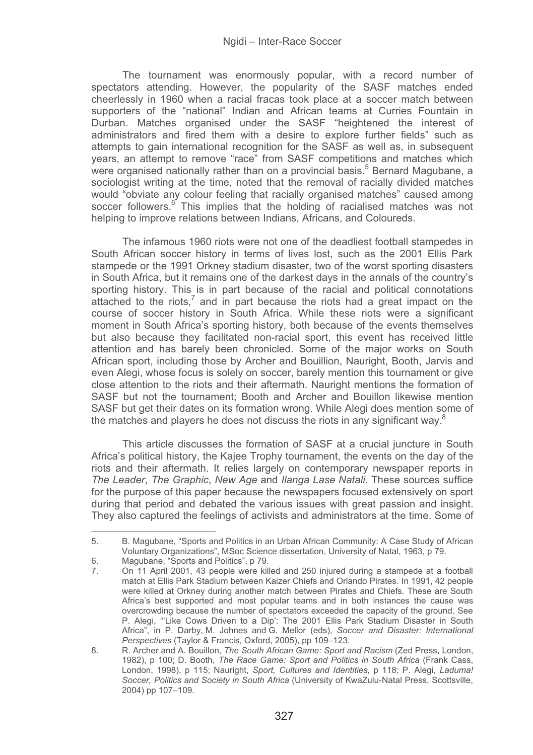The tournament was enormously popular, with a record number of spectators attending. However, the popularity of the SASF matches ended cheerlessly in 1960 when a racial fracas took place at a soccer match between supporters of the "national" Indian and African teams at Curries Fountain in Durban. Matches organised under the SASF "heightened the interest of administrators and fired them with a desire to explore further fields" such as attempts to gain international recognition for the SASF as well as, in subsequent years, an attempt to remove "race" from SASF competitions and matches which were organised nationally rather than on a provincial basis.[5] Bernard Magubane, a sociologist writing at the time, noted that the removal of racially divided matches would "obviate any colour feeling that racially organised matches" caused among soccer followers.[6] This implies that the holding of racialised matches was not helping to improve relations between Indians, Africans, and Coloureds.

The infamous 1960 riots were not one of the deadliest football stampedes in South African soccer history in terms of lives lost, such as the 2001 Ellis Park stampede or the 1991 Orkney stadium disaster, two of the worst sporting disasters in South Africa, but it remains one of the darkest days in the annals of the country's sporting history. This is in part because of the racial and political connotations attached to the riots,[7] and in part because the riots had a great impact on the course of soccer history in South Africa. While these riots were a significant moment in South Africa's sporting history, both because of the events themselves but also because they facilitated non-racial sport, this event has received little attention and has barely been chronicled. Some of the major works on South African sport, including those by Archer and Bouillion, Nauright, Booth, Jarvis and even Alegi, whose focus is solely on soccer, barely mention this tournament or give close attention to the riots and their aftermath. Nauright mentions the formation of SASF but not the tournament; Booth and Archer and Bouillon likewise mention SASF but get their dates on its formation wrong. While Alegi does mention some of the matches and players he does not discuss the riots in any significant way.[8]

This article discusses the formation of SASF at a crucial juncture in South Africa's political history, the Kajee Trophy tournament, the events on the day of the riots and their aftermath. It relies largely on contemporary newspaper reports in *The Leader*, *The Graphic*, *New Age* and *Ilanga Lase Natali*. These sources suffice for the purpose of this paper because the newspapers focused extensively on sport during that period and debated the various issues with great passion and insight. They also captured the feelings of activists and administrators at the time. Some of

---

5. B. Magubane, "Sports and Politics in an Urban African Community: A Case Study of African Voluntary Organizations", MSoc Science dissertation, University of Natal, 1963, p 79.
6. Magubane, "Sports and Politics", p 79.
7. On 11 April 2001, 43 people were killed and 250 injured during a stampede at a football match at Ellis Park Stadium between Kaizer Chiefs and Orlando Pirates. In 1991, 42 people were killed at Orkney during another match between Pirates and Chiefs. These are South Africa's best supported and most popular teams and in both instances the cause was overcrowding because the number of spectators exceeded the capacity of the ground. See P. Alegi, "'Like Cows Driven to a Dip': The 2001 Ellis Park Stadium Disaster in South Africa", in P. Darby, M. Johnes and G. Mellor (eds), *Soccer and Disaster: International Perspectives* (Taylor & Francis, Oxford, 2005), pp 109–123.
8. R. Archer and A. Bouillon, *The South African Game: Sport and Racism* (Zed Press, London, 1982), p 100; D. Booth, *The Race Game: Sport and Politics in South Africa* (Frank Cass, London, 1998), p 115; Nauright, *Sport, Cultures and Identities,* p 118; P. Alegi, *Laduma! Soccer, Politics and Society in South Africa* (University of KwaZulu-Natal Press, Scottsville, 2004) pp 107–109.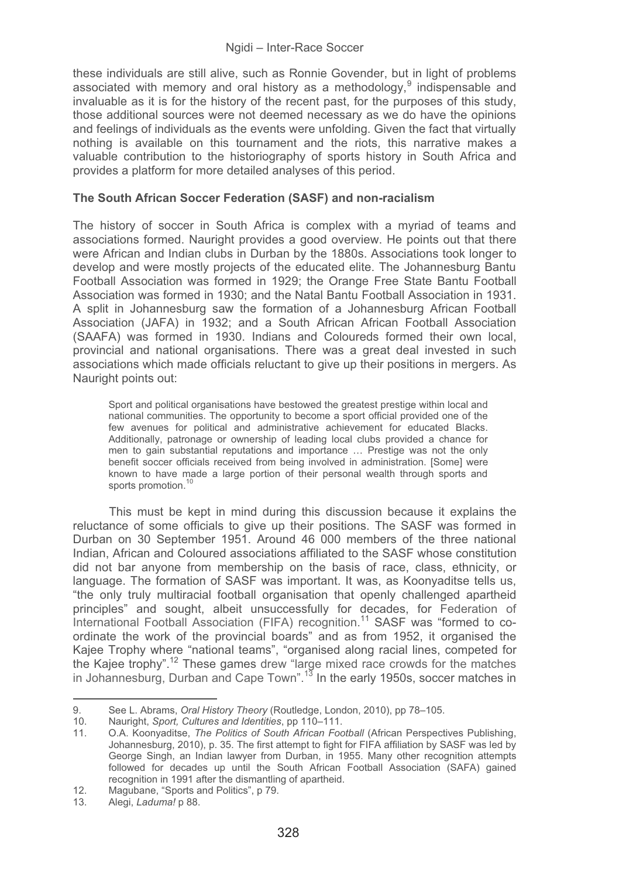these individuals are still alive, such as Ronnie Govender, but in light of problems associated with memory and oral history as a methodology,[9] indispensable and invaluable as it is for the history of the recent past, for the purposes of this study, those additional sources were not deemed necessary as we do have the opinions and feelings of individuals as the events were unfolding. Given the fact that virtually nothing is available on this tournament and the riots, this narrative makes a valuable contribution to the historiography of sports history in South Africa and provides a platform for more detailed analyses of this period.

## The South African Soccer Federation (SASF) and non-racialism

The history of soccer in South Africa is complex with a myriad of teams and associations formed. Nauright provides a good overview. He points out that there were African and Indian clubs in Durban by the 1880s. Associations took longer to develop and were mostly projects of the educated elite. The Johannesburg Bantu Football Association was formed in 1929; the Orange Free State Bantu Football Association was formed in 1930; and the Natal Bantu Football Association in 1931. A split in Johannesburg saw the formation of a Johannesburg African Football Association (JAFA) in 1932; and a South African African Football Association (SAAFA) was formed in 1930. Indians and Coloureds formed their own local, provincial and national organisations. There was a great deal invested in such associations which made officials reluctant to give up their positions in mergers. As Nauright points out:

> Sport and political organisations have bestowed the greatest prestige within local and national communities. The opportunity to become a sport official provided one of the few avenues for political and administrative achievement for educated Blacks. Additionally, patronage or ownership of leading local clubs provided a chance for men to gain substantial reputations and importance … Prestige was not the only benefit soccer officials received from being involved in administration. [Some] were known to have made a large portion of their personal wealth through sports and sports promotion.[10]

This must be kept in mind during this discussion because it explains the reluctance of some officials to give up their positions. The SASF was formed in Durban on 30 September 1951. Around 46 000 members of the three national Indian, African and Coloured associations affiliated to the SASF whose constitution did not bar anyone from membership on the basis of race, class, ethnicity, or language. The formation of SASF was important. It was, as Koonyaditse tells us, "the only truly multiracial football organisation that openly challenged apartheid principles" and sought, albeit unsuccessfully for decades, for Federation of International Football Association (FIFA) recognition.[11] SASF was "formed to co-ordinate the work of the provincial boards" and as from 1952, it organised the Kajee Trophy where "national teams", "organised along racial lines, competed for the Kajee trophy".[12] These games drew "large mixed race crowds for the matches in Johannesburg, Durban and Cape Town".[13] In the early 1950s, soccer matches in

---

9. See L. Abrams, *Oral History Theory* (Routledge, London, 2010), pp 78–105.
10. Nauright, *Sport, Cultures and Identities*, pp 110–111.
11. O.A. Koonyaditse, *The Politics of South African Football* (African Perspectives Publishing, Johannesburg, 2010), p. 35. The first attempt to fight for FIFA affiliation by SASF was led by George Singh, an Indian lawyer from Durban, in 1955. Many other recognition attempts followed for decades up until the South African Football Association (SAFA) gained recognition in 1991 after the dismantling of apartheid.
12. Magubane, "Sports and Politics", p 79.
13. Alegi, *Laduma!* p 88.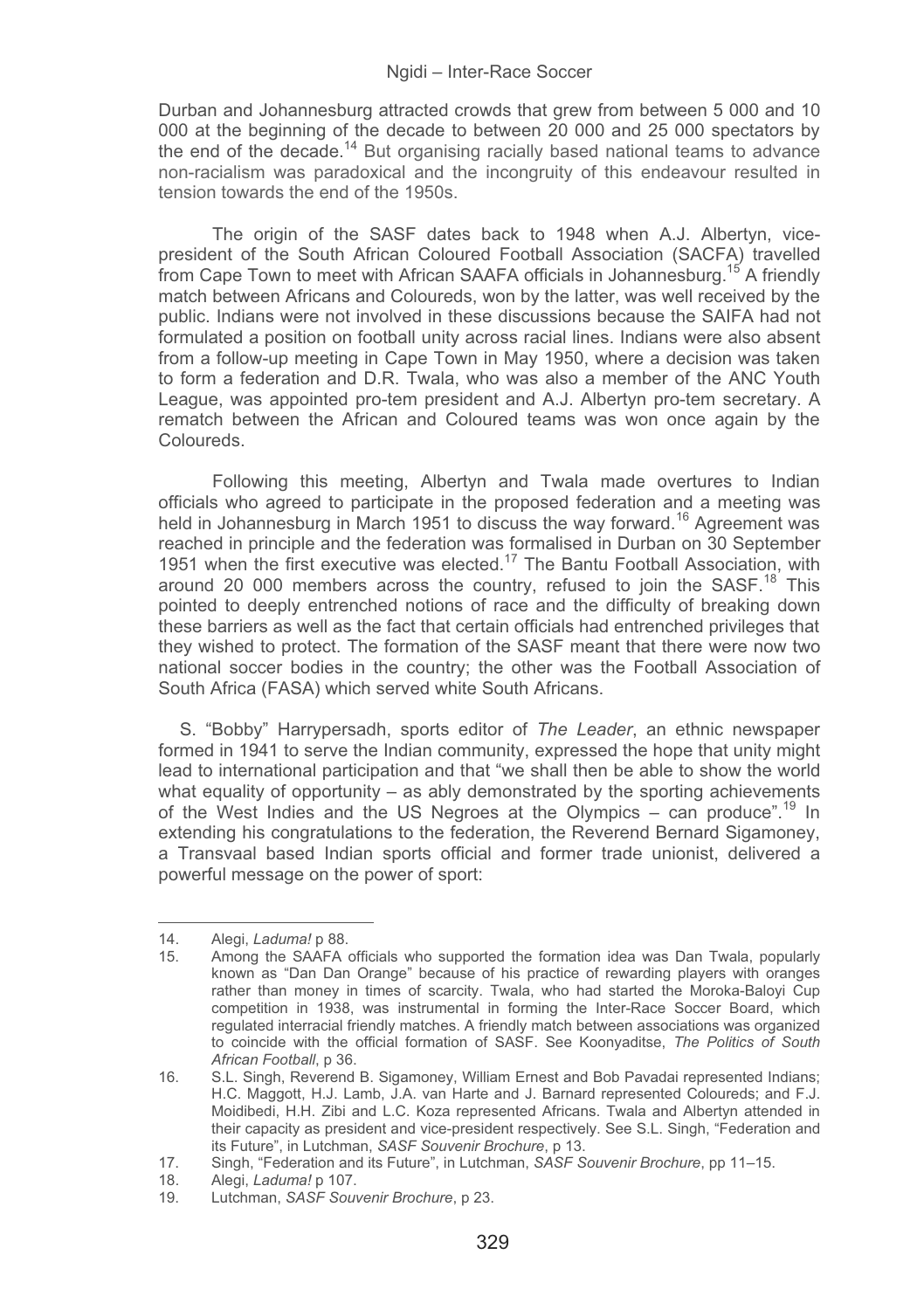Durban and Johannesburg attracted crowds that grew from between 5 000 and 10 000 at the beginning of the decade to between 20 000 and 25 000 spectators by the end of the decade.[14] But organising racially based national teams to advance non-racialism was paradoxical and the incongruity of this endeavour resulted in tension towards the end of the 1950s.

The origin of the SASF dates back to 1948 when A.J. Albertyn, vice-president of the South African Coloured Football Association (SACFA) travelled from Cape Town to meet with African SAAFA officials in Johannesburg.[15] A friendly match between Africans and Coloureds, won by the latter, was well received by the public. Indians were not involved in these discussions because the SAIFA had not formulated a position on football unity across racial lines. Indians were also absent from a follow-up meeting in Cape Town in May 1950, where a decision was taken to form a federation and D.R. Twala, who was also a member of the ANC Youth League, was appointed pro-tem president and A.J. Albertyn pro-tem secretary. A rematch between the African and Coloured teams was won once again by the Coloureds.

Following this meeting, Albertyn and Twala made overtures to Indian officials who agreed to participate in the proposed federation and a meeting was held in Johannesburg in March 1951 to discuss the way forward.[16] Agreement was reached in principle and the federation was formalised in Durban on 30 September 1951 when the first executive was elected.[17] The Bantu Football Association, with around 20 000 members across the country, refused to join the SASF.[18] This pointed to deeply entrenched notions of race and the difficulty of breaking down these barriers as well as the fact that certain officials had entrenched privileges that they wished to protect. The formation of the SASF meant that there were now two national soccer bodies in the country; the other was the Football Association of South Africa (FASA) which served white South Africans.

S. "Bobby" Harrypersadh, sports editor of *The Leader*, an ethnic newspaper formed in 1941 to serve the Indian community, expressed the hope that unity might lead to international participation and that "we shall then be able to show the world what equality of opportunity – as ably demonstrated by the sporting achievements of the West Indies and the US Negroes at the Olympics – can produce".[19] In extending his congratulations to the federation, the Reverend Bernard Sigamoney, a Transvaal based Indian sports official and former trade unionist, delivered a powerful message on the power of sport:

---

14. Alegi, *Laduma!* p 88.
15. Among the SAAFA officials who supported the formation idea was Dan Twala, popularly known as "Dan Dan Orange" because of his practice of rewarding players with oranges rather than money in times of scarcity. Twala, who had started the Moroka-Baloyi Cup competition in 1938, was instrumental in forming the Inter-Race Soccer Board, which regulated interracial friendly matches. A friendly match between associations was organized to coincide with the official formation of SASF. See Koonyaditse, *The Politics of South African Football*, p 36.
16. S.L. Singh, Reverend B. Sigamoney, William Ernest and Bob Pavadai represented Indians; H.C. Maggott, H.J. Lamb, J.A. van Harte and J. Barnard represented Coloureds; and F.J. Moidibedi, H.H. Zibi and L.C. Koza represented Africans. Twala and Albertyn attended in their capacity as president and vice-president respectively. See S.L. Singh, "Federation and its Future", in Lutchman, *SASF Souvenir Brochure*, p 13.
17. Singh, "Federation and its Future", in Lutchman, *SASF Souvenir Brochure*, pp 11–15.
18. Alegi, *Laduma!* p 107.
19. Lutchman, *SASF Souvenir Brochure*, p 23.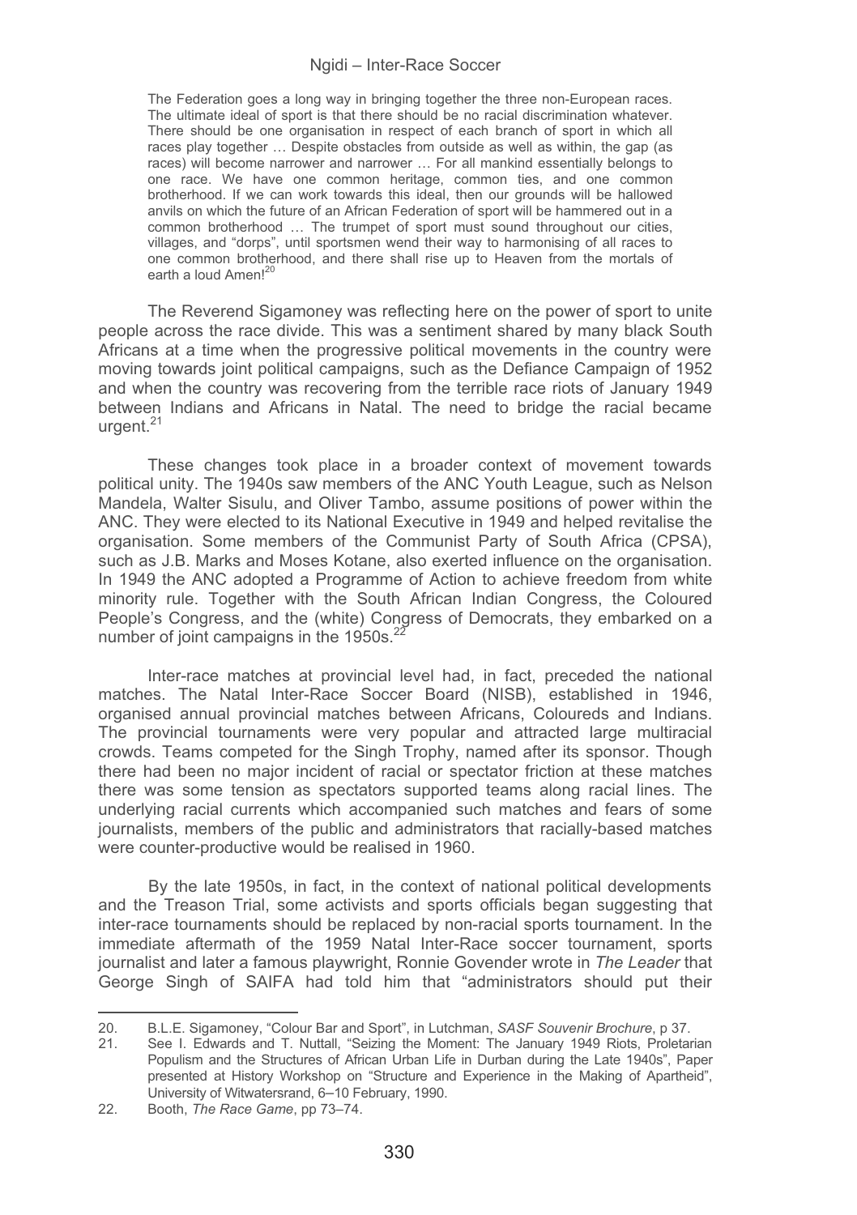> The Federation goes a long way in bringing together the three non-European races. The ultimate ideal of sport is that there should be no racial discrimination whatever. There should be one organisation in respect of each branch of sport in which all races play together … Despite obstacles from outside as well as within, the gap (as races) will become narrower and narrower … For all mankind essentially belongs to one race. We have one common heritage, common ties, and one common brotherhood. If we can work towards this ideal, then our grounds will be hallowed anvils on which the future of an African Federation of sport will be hammered out in a common brotherhood … The trumpet of sport must sound throughout our cities, villages, and "dorps", until sportsmen wend their way to harmonising of all races to one common brotherhood, and there shall rise up to Heaven from the mortals of earth a loud Amen![20]

The Reverend Sigamoney was reflecting here on the power of sport to unite people across the race divide. This was a sentiment shared by many black South Africans at a time when the progressive political movements in the country were moving towards joint political campaigns, such as the Defiance Campaign of 1952 and when the country was recovering from the terrible race riots of January 1949 between Indians and Africans in Natal. The need to bridge the racial became urgent.[21]

These changes took place in a broader context of movement towards political unity. The 1940s saw members of the ANC Youth League, such as Nelson Mandela, Walter Sisulu, and Oliver Tambo, assume positions of power within the ANC. They were elected to its National Executive in 1949 and helped revitalise the organisation. Some members of the Communist Party of South Africa (CPSA), such as J.B. Marks and Moses Kotane, also exerted influence on the organisation. In 1949 the ANC adopted a Programme of Action to achieve freedom from white minority rule. Together with the South African Indian Congress, the Coloured People's Congress, and the (white) Congress of Democrats, they embarked on a number of joint campaigns in the 1950s.[22]

Inter-race matches at provincial level had, in fact, preceded the national matches. The Natal Inter-Race Soccer Board (NISB), established in 1946, organised annual provincial matches between Africans, Coloureds and Indians. The provincial tournaments were very popular and attracted large multiracial crowds. Teams competed for the Singh Trophy, named after its sponsor. Though there had been no major incident of racial or spectator friction at these matches there was some tension as spectators supported teams along racial lines. The underlying racial currents which accompanied such matches and fears of some journalists, members of the public and administrators that racially-based matches were counter-productive would be realised in 1960.

By the late 1950s, in fact, in the context of national political developments and the Treason Trial, some activists and sports officials began suggesting that inter-race tournaments should be replaced by non-racial sports tournament. In the immediate aftermath of the 1959 Natal Inter-Race soccer tournament, sports journalist and later a famous playwright, Ronnie Govender wrote in *The Leader* that George Singh of SAIFA had told him that "administrators should put their

---

20. B.L.E. Sigamoney, "Colour Bar and Sport", in Lutchman, *SASF Souvenir Brochure*, p 37.
21. See I. Edwards and T. Nuttall, "Seizing the Moment: The January 1949 Riots, Proletarian Populism and the Structures of African Urban Life in Durban during the Late 1940s", Paper presented at History Workshop on "Structure and Experience in the Making of Apartheid", University of Witwatersrand, 6–10 February, 1990.
22. Booth, *The Race Game*, pp 73–74.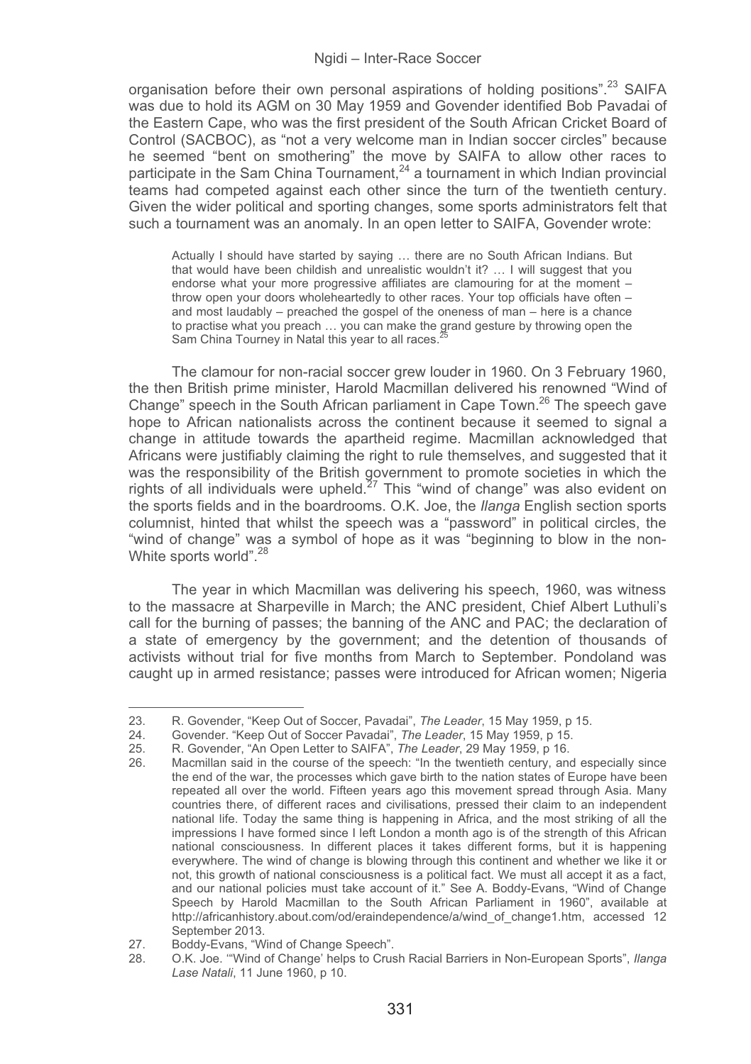organisation before their own personal aspirations of holding positions".[23] SAIFA was due to hold its AGM on 30 May 1959 and Govender identified Bob Pavadai of the Eastern Cape, who was the first president of the South African Cricket Board of Control (SACBOC), as "not a very welcome man in Indian soccer circles" because he seemed "bent on smothering" the move by SAIFA to allow other races to participate in the Sam China Tournament,[24] a tournament in which Indian provincial teams had competed against each other since the turn of the twentieth century. Given the wider political and sporting changes, some sports administrators felt that such a tournament was an anomaly. In an open letter to SAIFA, Govender wrote:

> Actually I should have started by saying … there are no South African Indians. But that would have been childish and unrealistic wouldn't it? … I will suggest that you endorse what your more progressive affiliates are clamouring for at the moment – throw open your doors wholeheartedly to other races. Your top officials have often – and most laudably – preached the gospel of the oneness of man – here is a chance to practise what you preach … you can make the grand gesture by throwing open the Sam China Tourney in Natal this year to all races.[25]

The clamour for non-racial soccer grew louder in 1960. On 3 February 1960, the then British prime minister, Harold Macmillan delivered his renowned "Wind of Change" speech in the South African parliament in Cape Town.[26] The speech gave hope to African nationalists across the continent because it seemed to signal a change in attitude towards the apartheid regime. Macmillan acknowledged that Africans were justifiably claiming the right to rule themselves, and suggested that it was the responsibility of the British government to promote societies in which the rights of all individuals were upheld.[27] This "wind of change" was also evident on the sports fields and in the boardrooms. O.K. Joe, the *Ilanga* English section sports columnist, hinted that whilst the speech was a "password" in political circles, the "wind of change" was a symbol of hope as it was "beginning to blow in the non-White sports world".[28]

The year in which Macmillan was delivering his speech, 1960, was witness to the massacre at Sharpeville in March; the ANC president, Chief Albert Luthuli's call for the burning of passes; the banning of the ANC and PAC; the declaration of a state of emergency by the government; and the detention of thousands of activists without trial for five months from March to September. Pondoland was caught up in armed resistance; passes were introduced for African women; Nigeria

---

23. R. Govender, "Keep Out of Soccer, Pavadai", *The Leader*, 15 May 1959, p 15.
24. Govender. "Keep Out of Soccer Pavadai", *The Leader*, 15 May 1959, p 15.
25. R. Govender, "An Open Letter to SAIFA", *The Leader*, 29 May 1959, p 16.
26. Macmillan said in the course of the speech: "In the twentieth century, and especially since the end of the war, the processes which gave birth to the nation states of Europe have been repeated all over the world. Fifteen years ago this movement spread through Asia. Many countries there, of different races and civilisations, pressed their claim to an independent national life. Today the same thing is happening in Africa, and the most striking of all the impressions I have formed since I left London a month ago is of the strength of this African national consciousness. In different places it takes different forms, but it is happening everywhere. The wind of change is blowing through this continent and whether we like it or not, this growth of national consciousness is a political fact. We must all accept it as a fact, and our national policies must take account of it." See A. Boddy-Evans, "Wind of Change Speech by Harold Macmillan to the South African Parliament in 1960", available at http://africanhistory.about.com/od/eraindependence/a/wind_of_change1.htm, accessed 12 September 2013.
27. Boddy-Evans, "Wind of Change Speech".
28. O.K. Joe. "'Wind of Change' helps to Crush Racial Barriers in Non-European Sports", *Ilanga Lase Natali*, 11 June 1960, p 10.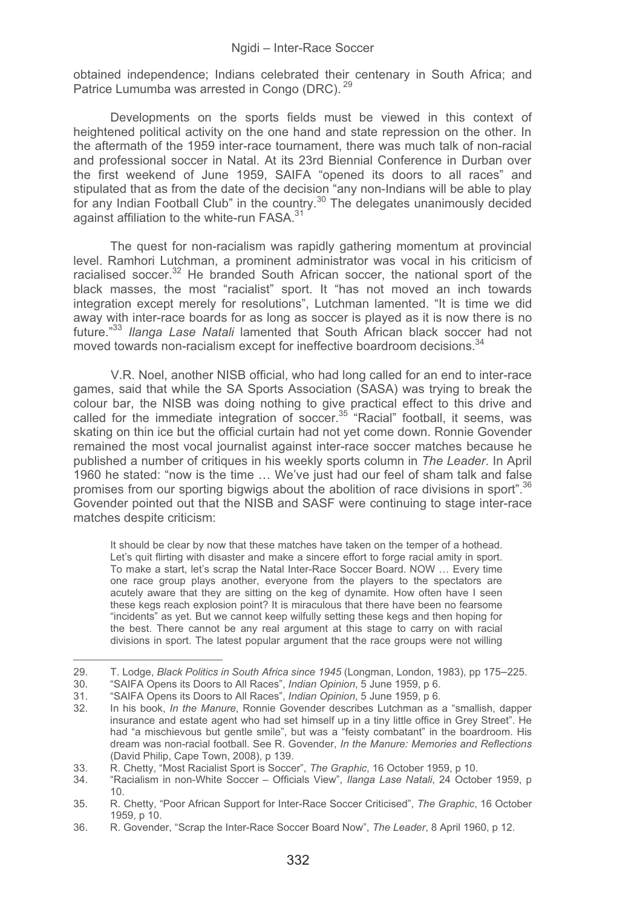obtained independence; Indians celebrated their centenary in South Africa; and Patrice Lumumba was arrested in Congo (DRC).[29]

Developments on the sports fields must be viewed in this context of heightened political activity on the one hand and state repression on the other. In the aftermath of the 1959 inter-race tournament, there was much talk of non-racial and professional soccer in Natal. At its 23rd Biennial Conference in Durban over the first weekend of June 1959, SAIFA "opened its doors to all races" and stipulated that as from the date of the decision "any non-Indians will be able to play for any Indian Football Club" in the country.[30] The delegates unanimously decided against affiliation to the white-run FASA.[31]

The quest for non-racialism was rapidly gathering momentum at provincial level. Ramhori Lutchman, a prominent administrator was vocal in his criticism of racialised soccer.[32] He branded South African soccer, the national sport of the black masses, the most "racialist" sport. It "has not moved an inch towards integration except merely for resolutions", Lutchman lamented. "It is time we did away with inter-race boards for as long as soccer is played as it is now there is no future."[33] *Ilanga Lase Natali* lamented that South African black soccer had not moved towards non-racialism except for ineffective boardroom decisions.[34]

V.R. Noel, another NISB official, who had long called for an end to inter-race games, said that while the SA Sports Association (SASA) was trying to break the colour bar, the NISB was doing nothing to give practical effect to this drive and called for the immediate integration of soccer.[35] "Racial" football, it seems, was skating on thin ice but the official curtain had not yet come down. Ronnie Govender remained the most vocal journalist against inter-race soccer matches because he published a number of critiques in his weekly sports column in *The Leader*. In April 1960 he stated: "now is the time … We've just had our feel of sham talk and false promises from our sporting bigwigs about the abolition of race divisions in sport".[36] Govender pointed out that the NISB and SASF were continuing to stage inter-race matches despite criticism:

> It should be clear by now that these matches have taken on the temper of a hothead. Let's quit flirting with disaster and make a sincere effort to forge racial amity in sport. To make a start, let's scrap the Natal Inter-Race Soccer Board. NOW … Every time one race group plays another, everyone from the players to the spectators are acutely aware that they are sitting on the keg of dynamite. How often have I seen these kegs reach explosion point? It is miraculous that there have been no fearsome "incidents" as yet. But we cannot keep wilfully setting these kegs and then hoping for the best. There cannot be any real argument at this stage to carry on with racial divisions in sport. The latest popular argument that the race groups were not willing

---

29. T. Lodge, *Black Politics in South Africa since 1945* (Longman, London, 1983), pp 175–225.
30. "SAIFA Opens its Doors to All Races", *Indian Opinion*, 5 June 1959, p 6.
31. "SAIFA Opens its Doors to All Races", *Indian Opinion*, 5 June 1959, p 6.
32. In his book, *In the Manure*, Ronnie Govender describes Lutchman as a "smallish, dapper insurance and estate agent who had set himself up in a tiny little office in Grey Street". He had "a mischievous but gentle smile", but was a "feisty combatant" in the boardroom. His dream was non-racial football. See R. Govender, *In the Manure: Memories and Reflections* (David Philip, Cape Town, 2008), p 139.
33. R. Chetty, "Most Racialist Sport is Soccer", *The Graphic*, 16 October 1959, p 10.
34. "Racialism in non-White Soccer – Officials View", *Ilanga Lase Natali*, 24 October 1959, p 10.
35. R. Chetty, "Poor African Support for Inter-Race Soccer Criticised", *The Graphic*, 16 October 1959, p 10.
36. R. Govender, "Scrap the Inter-Race Soccer Board Now", *The Leader*, 8 April 1960, p 12.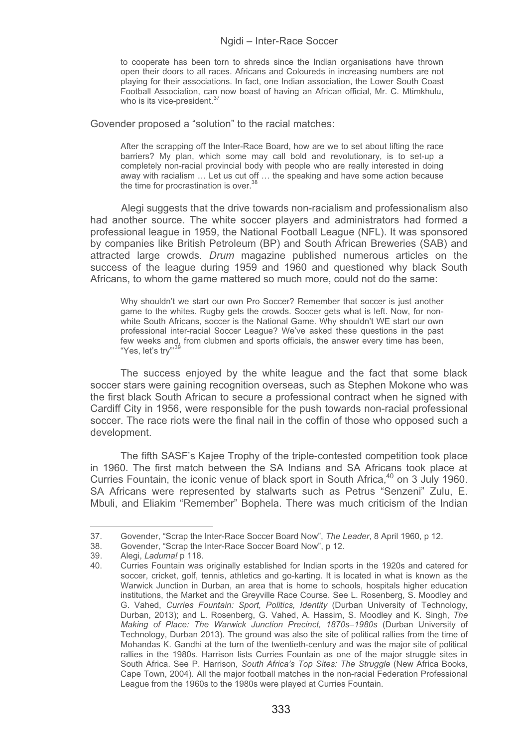> to cooperate has been torn to shreds since the Indian organisations have thrown open their doors to all races. Africans and Coloureds in increasing numbers are not playing for their associations. In fact, one Indian association, the Lower South Coast Football Association, can now boast of having an African official, Mr. C. Mtimkhulu, who is its vice-president.[37]

Govender proposed a "solution" to the racial matches:

> After the scrapping off the Inter-Race Board, how are we to set about lifting the race barriers? My plan, which some may call bold and revolutionary, is to set-up a completely non-racial provincial body with people who are really interested in doing away with racialism … Let us cut off … the speaking and have some action because the time for procrastination is over.[38]

Alegi suggests that the drive towards non-racialism and professionalism also had another source. The white soccer players and administrators had formed a professional league in 1959, the National Football League (NFL). It was sponsored by companies like British Petroleum (BP) and South African Breweries (SAB) and attracted large crowds. *Drum* magazine published numerous articles on the success of the league during 1959 and 1960 and questioned why black South Africans, to whom the game mattered so much more, could not do the same:

> Why shouldn't we start our own Pro Soccer? Remember that soccer is just another game to the whites. Rugby gets the crowds. Soccer gets what is left. Now, for non-white South Africans, soccer is the National Game. Why shouldn't WE start our own professional inter-racial Soccer League? We've asked these questions in the past few weeks and, from clubmen and sports officials, the answer every time has been, "Yes, let's try"'[39]

The success enjoyed by the white league and the fact that some black soccer stars were gaining recognition overseas, such as Stephen Mokone who was the first black South African to secure a professional contract when he signed with Cardiff City in 1956, were responsible for the push towards non-racial professional soccer. The race riots were the final nail in the coffin of those who opposed such a development.

The fifth SASF's Kajee Trophy of the triple-contested competition took place in 1960. The first match between the SA Indians and SA Africans took place at Curries Fountain, the iconic venue of black sport in South Africa,[40] on 3 July 1960. SA Africans were represented by stalwarts such as Petrus "Senzeni" Zulu, E. Mbuli, and Eliakim "Remember" Bophela. There was much criticism of the Indian

---

37. Govender, "Scrap the Inter-Race Soccer Board Now", *The Leader*, 8 April 1960, p 12.
38. Govender, "Scrap the Inter-Race Soccer Board Now", p 12.
39. Alegi, *Laduma!* p 118.
40. Curries Fountain was originally established for Indian sports in the 1920s and catered for soccer, cricket, golf, tennis, athletics and go-karting. It is located in what is known as the Warwick Junction in Durban, an area that is home to schools, hospitals higher education institutions, the Market and the Greyville Race Course. See L. Rosenberg, S. Moodley and G. Vahed, *Curries Fountain: Sport, Politics, Identity* (Durban University of Technology, Durban, 2013); and L. Rosenberg, G. Vahed, A. Hassim, S. Moodley and K. Singh, *The Making of Place: The Warwick Junction Precinct, 1870s–1980s* (Durban University of Technology, Durban 2013). The ground was also the site of political rallies from the time of Mohandas K. Gandhi at the turn of the twentieth-century and was the major site of political rallies in the 1980s. Harrison lists Curries Fountain as one of the major struggle sites in South Africa. See P. Harrison, *South Africa's Top Sites: The Struggle* (New Africa Books, Cape Town, 2004). All the major football matches in the non-racial Federation Professional League from the 1960s to the 1980s were played at Curries Fountain.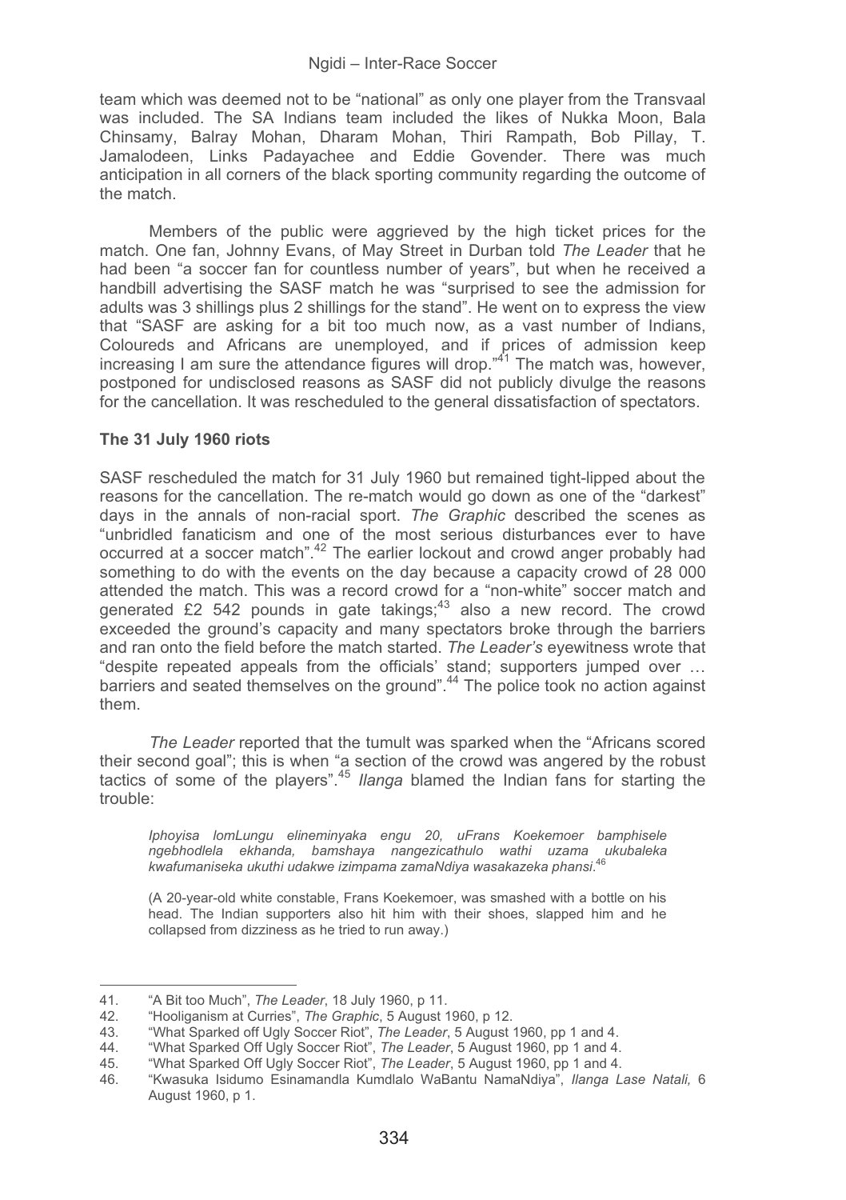team which was deemed not to be "national" as only one player from the Transvaal was included. The SA Indians team included the likes of Nukka Moon, Bala Chinsamy, Balray Mohan, Dharam Mohan, Thiri Rampath, Bob Pillay, T. Jamalodeen, Links Padayachee and Eddie Govender. There was much anticipation in all corners of the black sporting community regarding the outcome of the match.

Members of the public were aggrieved by the high ticket prices for the match. One fan, Johnny Evans, of May Street in Durban told *The Leader* that he had been "a soccer fan for countless number of years", but when he received a handbill advertising the SASF match he was "surprised to see the admission for adults was 3 shillings plus 2 shillings for the stand". He went on to express the view that "SASF are asking for a bit too much now, as a vast number of Indians, Coloureds and Africans are unemployed, and if prices of admission keep increasing I am sure the attendance figures will drop."[41] The match was, however, postponed for undisclosed reasons as SASF did not publicly divulge the reasons for the cancellation. It was rescheduled to the general dissatisfaction of spectators.

### The 31 July 1960 riots

SASF rescheduled the match for 31 July 1960 but remained tight-lipped about the reasons for the cancellation. The re-match would go down as one of the "darkest" days in the annals of non-racial sport. *The Graphic* described the scenes as "unbridled fanaticism and one of the most serious disturbances ever to have occurred at a soccer match".[42] The earlier lockout and crowd anger probably had something to do with the events on the day because a capacity crowd of 28 000 attended the match. This was a record crowd for a "non-white" soccer match and generated £2 542 pounds in gate takings;[43] also a new record. The crowd exceeded the ground's capacity and many spectators broke through the barriers and ran onto the field before the match started. *The Leader's* eyewitness wrote that "despite repeated appeals from the officials' stand; supporters jumped over … barriers and seated themselves on the ground".[44] The police took no action against them.

*The Leader* reported that the tumult was sparked when the "Africans scored their second goal"; this is when "a section of the crowd was angered by the robust tactics of some of the players".[45] *Ilanga* blamed the Indian fans for starting the trouble:

> *Iphoyisa lomLungu elineminyaka engu 20, uFrans Koekemoer bamphisele ngebhodlela ekhanda, bamshaya nangezicathulo wathi uzama ukubaleka kwafumaniseka ukuthi udakwe izimpama zamaNdiya wasakazeka phansi*.[46]
>
> (A 20-year-old white constable, Frans Koekemoer, was smashed with a bottle on his head. The Indian supporters also hit him with their shoes, slapped him and he collapsed from dizziness as he tried to run away.)

---

41. "A Bit too Much", *The Leader*, 18 July 1960, p 11.
42. "Hooliganism at Curries", *The Graphic*, 5 August 1960, p 12.
43. "What Sparked off Ugly Soccer Riot", *The Leader*, 5 August 1960, pp 1 and 4.
44. "What Sparked Off Ugly Soccer Riot", *The Leader*, 5 August 1960, pp 1 and 4.
45. "What Sparked Off Ugly Soccer Riot", *The Leader*, 5 August 1960, pp 1 and 4.
46. "Kwasuka Isidumo Esinamandla Kumdlalo WaBantu NamaNdiya", *Ilanga Lase Natali,* 6 August 1960, p 1.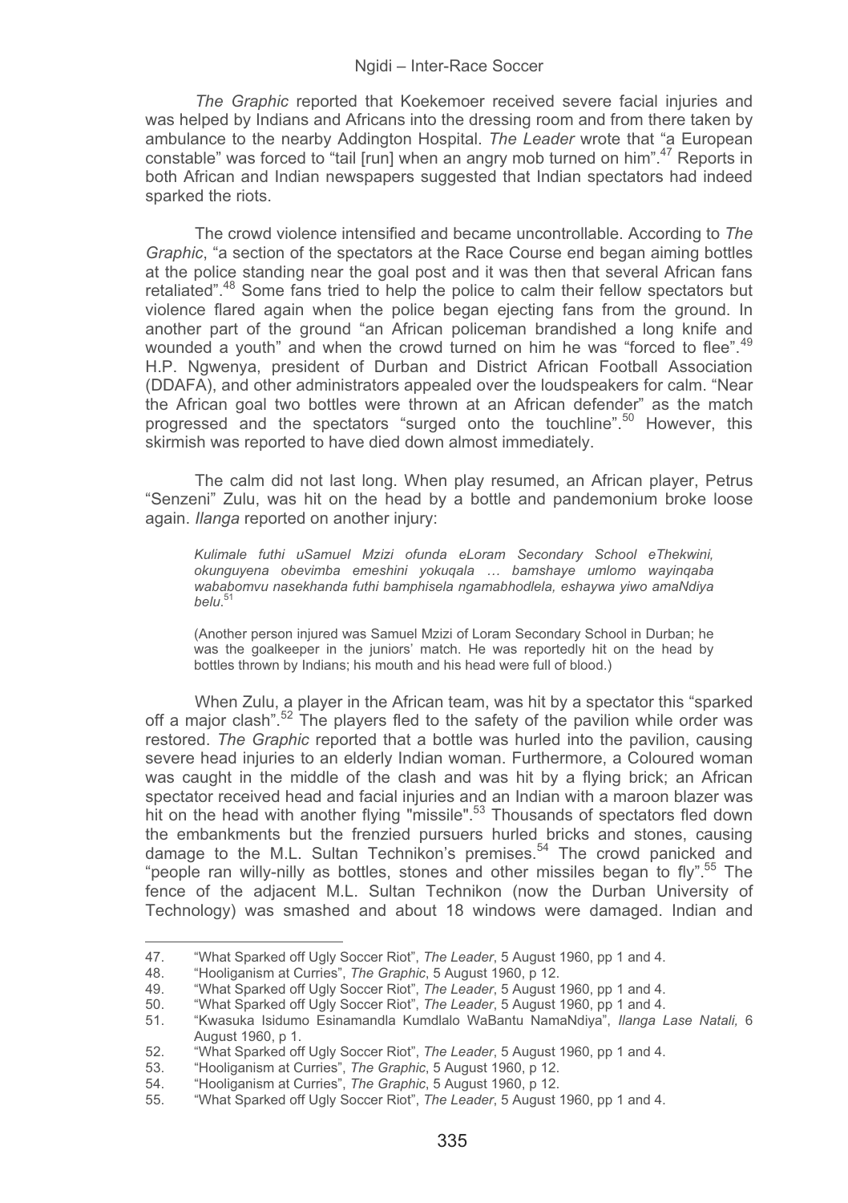*The Graphic* reported that Koekemoer received severe facial injuries and was helped by Indians and Africans into the dressing room and from there taken by ambulance to the nearby Addington Hospital. *The Leader* wrote that "a European constable" was forced to "tail [run] when an angry mob turned on him".[47] Reports in both African and Indian newspapers suggested that Indian spectators had indeed sparked the riots.

The crowd violence intensified and became uncontrollable. According to *The Graphic*, "a section of the spectators at the Race Course end began aiming bottles at the police standing near the goal post and it was then that several African fans retaliated".[48] Some fans tried to help the police to calm their fellow spectators but violence flared again when the police began ejecting fans from the ground. In another part of the ground "an African policeman brandished a long knife and wounded a youth" and when the crowd turned on him he was "forced to flee".[49] H.P. Ngwenya, president of Durban and District African Football Association (DDAFA), and other administrators appealed over the loudspeakers for calm. "Near the African goal two bottles were thrown at an African defender" as the match progressed and the spectators "surged onto the touchline".[50] However, this skirmish was reported to have died down almost immediately.

The calm did not last long. When play resumed, an African player, Petrus "Senzeni" Zulu, was hit on the head by a bottle and pandemonium broke loose again. *Ilanga* reported on another injury:

> *Kulimale futhi uSamuel Mzizi ofunda eLoram Secondary School eThekwini, okunguyena obevimba emeshini yokuqala … bamshaye umlomo wayinqaba wababomvu nasekhanda futhi bamphisela ngamabhodlela, eshaywa yiwo amaNdiya belu.*[51]
>
> (Another person injured was Samuel Mzizi of Loram Secondary School in Durban; he was the goalkeeper in the juniors' match. He was reportedly hit on the head by bottles thrown by Indians; his mouth and his head were full of blood.)

When Zulu, a player in the African team, was hit by a spectator this "sparked off a major clash".[52] The players fled to the safety of the pavilion while order was restored. *The Graphic* reported that a bottle was hurled into the pavilion, causing severe head injuries to an elderly Indian woman. Furthermore, a Coloured woman was caught in the middle of the clash and was hit by a flying brick; an African spectator received head and facial injuries and an Indian with a maroon blazer was hit on the head with another flying "missile".[53] Thousands of spectators fled down the embankments but the frenzied pursuers hurled bricks and stones, causing damage to the M.L. Sultan Technikon's premises.[54] The crowd panicked and "people ran willy-nilly as bottles, stones and other missiles began to fly".[55] The fence of the adjacent M.L. Sultan Technikon (now the Durban University of Technology) was smashed and about 18 windows were damaged. Indian and

---

47. "What Sparked off Ugly Soccer Riot", *The Leader*, 5 August 1960, pp 1 and 4.
48. "Hooliganism at Curries", *The Graphic*, 5 August 1960, p 12.
49. "What Sparked off Ugly Soccer Riot", *The Leader*, 5 August 1960, pp 1 and 4.
50. "What Sparked off Ugly Soccer Riot", *The Leader*, 5 August 1960, pp 1 and 4.
51. "Kwasuka Isidumo Esinamandla Kumdlalo WaBantu NamaNdiya", *Ilanga Lase Natali,* 6 August 1960, p 1.
52. "What Sparked off Ugly Soccer Riot", *The Leader*, 5 August 1960, pp 1 and 4.
53. "Hooliganism at Curries", *The Graphic*, 5 August 1960, p 12.
54. "Hooliganism at Curries", *The Graphic*, 5 August 1960, p 12.
55. "What Sparked off Ugly Soccer Riot", *The Leader*, 5 August 1960, pp 1 and 4.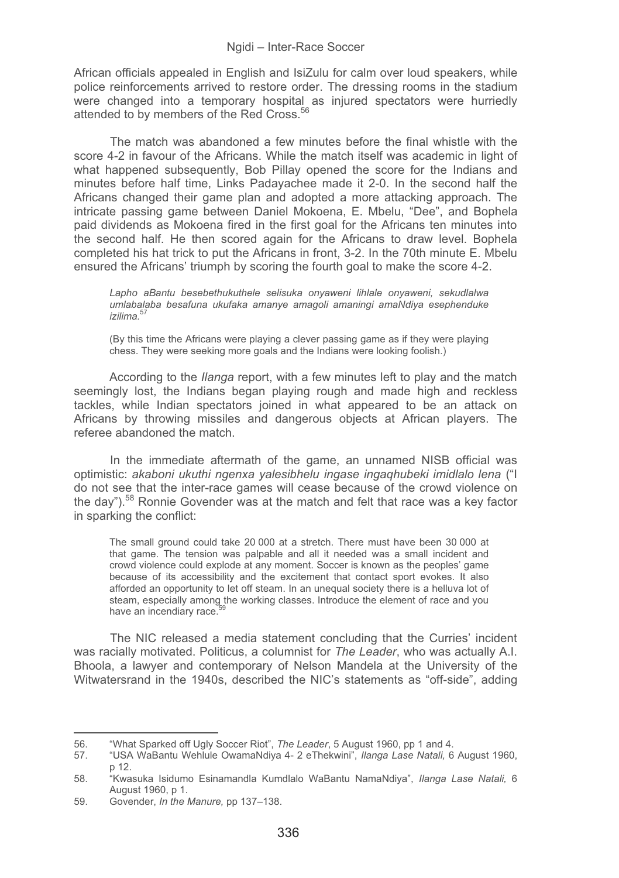African officials appealed in English and IsiZulu for calm over loud speakers, while police reinforcements arrived to restore order. The dressing rooms in the stadium were changed into a temporary hospital as injured spectators were hurriedly attended to by members of the Red Cross.[56]

The match was abandoned a few minutes before the final whistle with the score 4-2 in favour of the Africans. While the match itself was academic in light of what happened subsequently, Bob Pillay opened the score for the Indians and minutes before half time, Links Padayachee made it 2-0. In the second half the Africans changed their game plan and adopted a more attacking approach. The intricate passing game between Daniel Mokoena, E. Mbelu, "Dee", and Bophela paid dividends as Mokoena fired in the first goal for the Africans ten minutes into the second half. He then scored again for the Africans to draw level. Bophela completed his hat trick to put the Africans in front, 3-2. In the 70th minute E. Mbelu ensured the Africans' triumph by scoring the fourth goal to make the score 4-2.

> *Lapho aBantu besebethukuthele selisuka onyaweni lihlale onyaweni, sekudlalwa umlabalaba besafuna ukufaka amanye amagoli amaningi amaNdiya esephenduke izilima.*[57]
>
> (By this time the Africans were playing a clever passing game as if they were playing chess. They were seeking more goals and the Indians were looking foolish.)

According to the *Ilanga* report, with a few minutes left to play and the match seemingly lost, the Indians began playing rough and made high and reckless tackles, while Indian spectators joined in what appeared to be an attack on Africans by throwing missiles and dangerous objects at African players. The referee abandoned the match.

In the immediate aftermath of the game, an unnamed NISB official was optimistic: *akaboni ukuthi ngenxa yalesibhelu ingase ingaqhubeki imidlalo lena* ("I do not see that the inter-race games will cease because of the crowd violence on the day").[58] Ronnie Govender was at the match and felt that race was a key factor in sparking the conflict:

> The small ground could take 20 000 at a stretch. There must have been 30 000 at that game. The tension was palpable and all it needed was a small incident and crowd violence could explode at any moment. Soccer is known as the peoples' game because of its accessibility and the excitement that contact sport evokes. It also afforded an opportunity to let off steam. In an unequal society there is a helluva lot of steam, especially among the working classes. Introduce the element of race and you have an incendiary race.[59]

The NIC released a media statement concluding that the Curries' incident was racially motivated. Politicus, a columnist for *The Leader*, who was actually A.I. Bhoola, a lawyer and contemporary of Nelson Mandela at the University of the Witwatersrand in the 1940s, described the NIC's statements as "off-side", adding

---

56. "What Sparked off Ugly Soccer Riot", *The Leader*, 5 August 1960, pp 1 and 4.
57. "USA WaBantu Wehlule OwamaNdiya 4- 2 eThekwini", *Ilanga Lase Natali,* 6 August 1960, p 12.
58. "Kwasuka Isidumo Esinamandla Kumdlalo WaBantu NamaNdiya", *Ilanga Lase Natali,* 6 August 1960, p 1.
59. Govender, *In the Manure,* pp 137–138.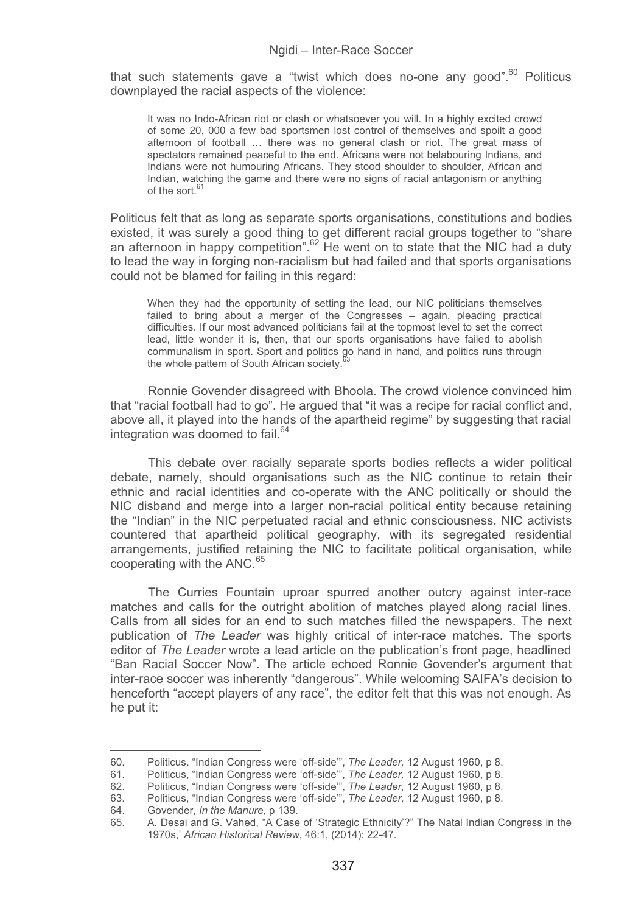that such statements gave a "twist which does no-one any good".[60] Politicus downplayed the racial aspects of the violence:

> It was no Indo-African riot or clash or whatsoever you will. In a highly excited crowd of some 20, 000 a few bad sportsmen lost control of themselves and spoilt a good afternoon of football … there was no general clash or riot. The great mass of spectators remained peaceful to the end. Africans were not belabouring Indians, and Indians were not humouring Africans. They stood shoulder to shoulder, African and Indian, watching the game and there were no signs of racial antagonism or anything of the sort.[61]

Politicus felt that as long as separate sports organisations, constitutions and bodies existed, it was surely a good thing to get different racial groups together to "share an afternoon in happy competition".[62] He went on to state that the NIC had a duty to lead the way in forging non-racialism but had failed and that sports organisations could not be blamed for failing in this regard:

> When they had the opportunity of setting the lead, our NIC politicians themselves failed to bring about a merger of the Congresses – again, pleading practical difficulties. If our most advanced politicians fail at the topmost level to set the correct lead, little wonder it is, then, that our sports organisations have failed to abolish communalism in sport. Sport and politics go hand in hand, and politics runs through the whole pattern of South African society.[63]

Ronnie Govender disagreed with Bhoola. The crowd violence convinced him that "racial football had to go". He argued that "it was a recipe for racial conflict and, above all, it played into the hands of the apartheid regime" by suggesting that racial integration was doomed to fail.[64]

This debate over racially separate sports bodies reflects a wider political debate, namely, should organisations such as the NIC continue to retain their ethnic and racial identities and co-operate with the ANC politically or should the NIC disband and merge into a larger non-racial political entity because retaining the "Indian" in the NIC perpetuated racial and ethnic consciousness. NIC activists countered that apartheid political geography, with its segregated residential arrangements, justified retaining the NIC to facilitate political organisation, while cooperating with the ANC.[65]

The Curries Fountain uproar spurred another outcry against inter-race matches and calls for the outright abolition of matches played along racial lines. Calls from all sides for an end to such matches filled the newspapers. The next publication of *The Leader* was highly critical of inter-race matches. The sports editor of *The Leader* wrote a lead article on the publication's front page, headlined "Ban Racial Soccer Now". The article echoed Ronnie Govender's argument that inter-race soccer was inherently "dangerous". While welcoming SAIFA's decision to henceforth "accept players of any race", the editor felt that this was not enough. As he put it:

---

60. Politicus. "Indian Congress were 'off-side'", *The Leader,* 12 August 1960, p 8.
61. Politicus, "Indian Congress were 'off-side'", *The Leader,* 12 August 1960, p 8.
62. Politicus, "Indian Congress were 'off-side'", *The Leader,* 12 August 1960, p 8.
63. Politicus, "Indian Congress were 'off-side'", *The Leader,* 12 August 1960, p 8.
64. Govender, *In the Manure,* p 139.
65. A. Desai and G. Vahed, "A Case of 'Strategic Ethnicity'?" The Natal Indian Congress in the 1970s,' *African Historical Review*, 46:1, (2014): 22-47.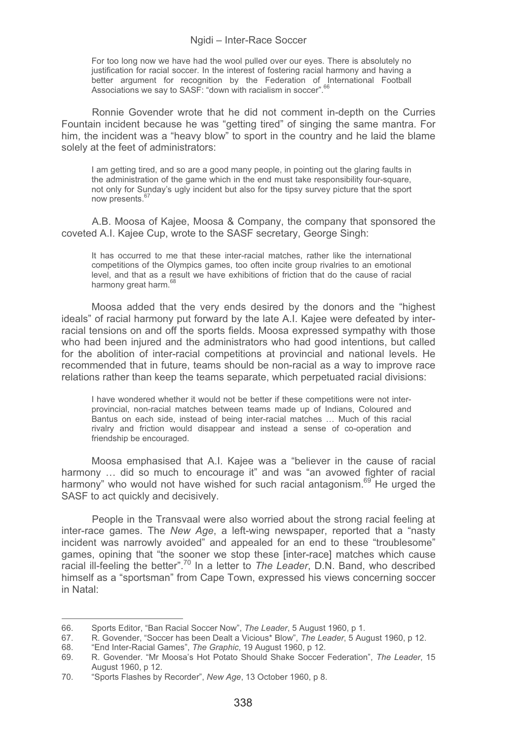> For too long now we have had the wool pulled over our eyes. There is absolutely no justification for racial soccer. In the interest of fostering racial harmony and having a better argument for recognition by the Federation of International Football Associations we say to SASF: "down with racialism in soccer".[66]

Ronnie Govender wrote that he did not comment in-depth on the Curries Fountain incident because he was "getting tired" of singing the same mantra. For him, the incident was a "heavy blow" to sport in the country and he laid the blame solely at the feet of administrators:

> I am getting tired, and so are a good many people, in pointing out the glaring faults in the administration of the game which in the end must take responsibility four-square, not only for Sunday's ugly incident but also for the tipsy survey picture that the sport now presents.[67]

A.B. Moosa of Kajee, Moosa & Company, the company that sponsored the coveted A.I. Kajee Cup, wrote to the SASF secretary, George Singh:

> It has occurred to me that these inter-racial matches, rather like the international competitions of the Olympics games, too often incite group rivalries to an emotional level, and that as a result we have exhibitions of friction that do the cause of racial harmony great harm.[68]

Moosa added that the very ends desired by the donors and the "highest ideals" of racial harmony put forward by the late A.I. Kajee were defeated by inter-racial tensions on and off the sports fields. Moosa expressed sympathy with those who had been injured and the administrators who had good intentions, but called for the abolition of inter-racial competitions at provincial and national levels. He recommended that in future, teams should be non-racial as a way to improve race relations rather than keep the teams separate, which perpetuated racial divisions:

> I have wondered whether it would not be better if these competitions were not inter-provincial, non-racial matches between teams made up of Indians, Coloured and Bantus on each side, instead of being inter-racial matches … Much of this racial rivalry and friction would disappear and instead a sense of co-operation and friendship be encouraged.

Moosa emphasised that A.I. Kajee was a "believer in the cause of racial harmony … did so much to encourage it" and was "an avowed fighter of racial harmony" who would not have wished for such racial antagonism.[69] He urged the SASF to act quickly and decisively.

People in the Transvaal were also worried about the strong racial feeling at inter-race games. The *New Age*, a left-wing newspaper, reported that a "nasty incident was narrowly avoided" and appealed for an end to these "troublesome" games, opining that "the sooner we stop these [inter-race] matches which cause racial ill-feeling the better".[70] In a letter to *The Leader*, D.N. Band, who described himself as a "sportsman" from Cape Town, expressed his views concerning soccer in Natal:

---

66. Sports Editor, "Ban Racial Soccer Now", *The Leader*, 5 August 1960, p 1.
67. R. Govender, "Soccer has been Dealt a Vicious* Blow", *The Leader*, 5 August 1960, p 12.
68. "End Inter-Racial Games", *The Graphic*, 19 August 1960, p 12.
69. R. Govender. "Mr Moosa's Hot Potato Should Shake Soccer Federation", *The Leader*, 15 August 1960, p 12.
70. "Sports Flashes by Recorder", *New Age*, 13 October 1960, p 8.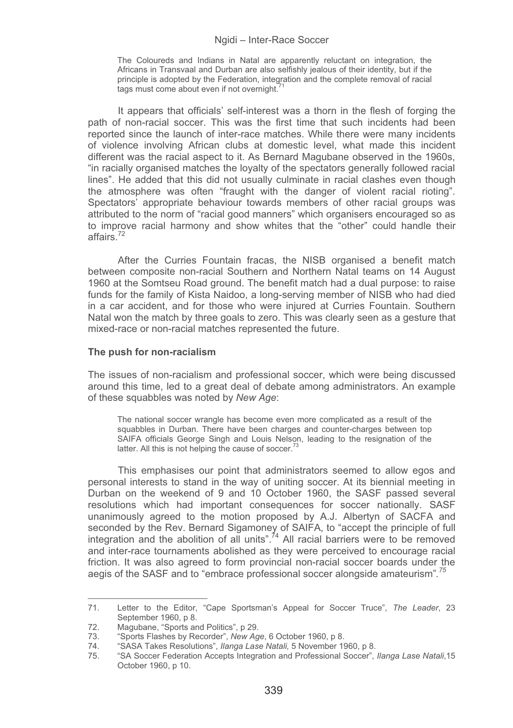> The Coloureds and Indians in Natal are apparently reluctant on integration, the Africans in Transvaal and Durban are also selfishly jealous of their identity, but if the principle is adopted by the Federation, integration and the complete removal of racial tags must come about even if not overnight.[71]

It appears that officials' self-interest was a thorn in the flesh of forging the path of non-racial soccer. This was the first time that such incidents had been reported since the launch of inter-race matches. While there were many incidents of violence involving African clubs at domestic level, what made this incident different was the racial aspect to it. As Bernard Magubane observed in the 1960s, "in racially organised matches the loyalty of the spectators generally followed racial lines". He added that this did not usually culminate in racial clashes even though the atmosphere was often "fraught with the danger of violent racial rioting". Spectators' appropriate behaviour towards members of other racial groups was attributed to the norm of "racial good manners" which organisers encouraged so as to improve racial harmony and show whites that the "other" could handle their affairs.[72]

After the Curries Fountain fracas, the NISB organised a benefit match between composite non-racial Southern and Northern Natal teams on 14 August 1960 at the Somtseu Road ground. The benefit match had a dual purpose: to raise funds for the family of Kista Naidoo, a long-serving member of NISB who had died in a car accident, and for those who were injured at Curries Fountain. Southern Natal won the match by three goals to zero. This was clearly seen as a gesture that mixed-race or non-racial matches represented the future.

### The push for non-racialism

The issues of non-racialism and professional soccer, which were being discussed around this time, led to a great deal of debate among administrators. An example of these squabbles was noted by *New Age*:

> The national soccer wrangle has become even more complicated as a result of the squabbles in Durban. There have been charges and counter-charges between top SAIFA officials George Singh and Louis Nelson, leading to the resignation of the latter. All this is not helping the cause of soccer.[73]

This emphasises our point that administrators seemed to allow egos and personal interests to stand in the way of uniting soccer. At its biennial meeting in Durban on the weekend of 9 and 10 October 1960, the SASF passed several resolutions which had important consequences for soccer nationally. SASF unanimously agreed to the motion proposed by A.J. Albertyn of SACFA and seconded by the Rev. Bernard Sigamoney of SAIFA, to "accept the principle of full integration and the abolition of all units".[74] All racial barriers were to be removed and inter-race tournaments abolished as they were perceived to encourage racial friction. It was also agreed to form provincial non-racial soccer boards under the aegis of the SASF and to "embrace professional soccer alongside amateurism".[75]

---

71. Letter to the Editor, "Cape Sportsman's Appeal for Soccer Truce", *The Leader*, 23 September 1960, p 8.
72. Magubane, "Sports and Politics", p 29.
73. "Sports Flashes by Recorder", *New Age*, 6 October 1960, p 8.
74. "SASA Takes Resolutions", *Ilanga Lase Natali,* 5 November 1960, p 8.
75. "SA Soccer Federation Accepts Integration and Professional Soccer", *Ilanga Lase Natali*,15 October 1960, p 10.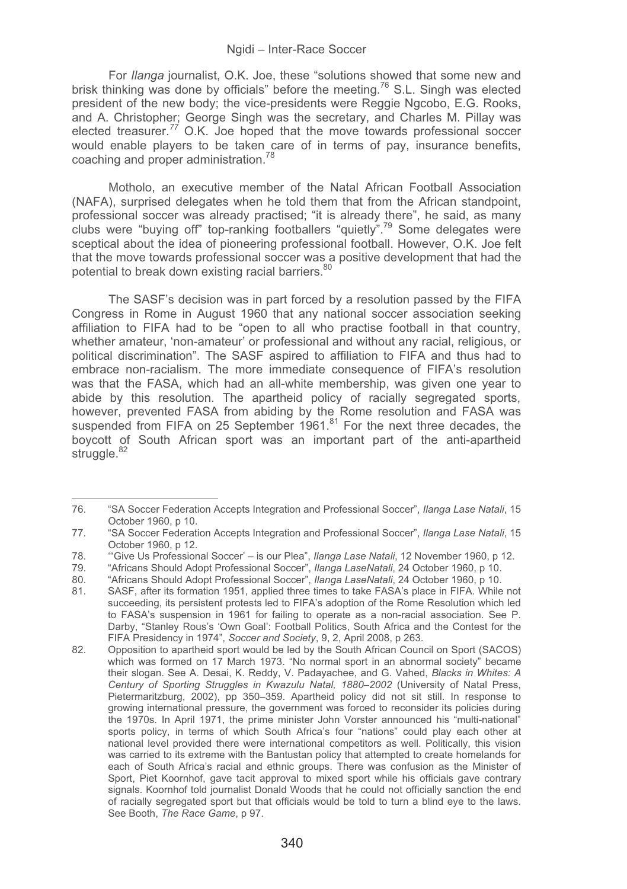For *Ilanga* journalist, O.K. Joe, these "solutions showed that some new and brisk thinking was done by officials" before the meeting.[76] S.L. Singh was elected president of the new body; the vice-presidents were Reggie Ngcobo, E.G. Rooks, and A. Christopher; George Singh was the secretary, and Charles M. Pillay was elected treasurer.[77] O.K. Joe hoped that the move towards professional soccer would enable players to be taken care of in terms of pay, insurance benefits, coaching and proper administration.[78]

Motholo, an executive member of the Natal African Football Association (NAFA), surprised delegates when he told them that from the African standpoint, professional soccer was already practised; "it is already there", he said, as many clubs were "buying off" top-ranking footballers "quietly".[79] Some delegates were sceptical about the idea of pioneering professional football. However, O.K. Joe felt that the move towards professional soccer was a positive development that had the potential to break down existing racial barriers.[80]

The SASF's decision was in part forced by a resolution passed by the FIFA Congress in Rome in August 1960 that any national soccer association seeking affiliation to FIFA had to be "open to all who practise football in that country, whether amateur, 'non-amateur' or professional and without any racial, religious, or political discrimination". The SASF aspired to affiliation to FIFA and thus had to embrace non-racialism. The more immediate consequence of FIFA's resolution was that the FASA, which had an all-white membership, was given one year to abide by this resolution. The apartheid policy of racially segregated sports, however, prevented FASA from abiding by the Rome resolution and FASA was suspended from FIFA on 25 September 1961.[81] For the next three decades, the boycott of South African sport was an important part of the anti-apartheid struggle.[82]

---

76. "SA Soccer Federation Accepts Integration and Professional Soccer", *Ilanga Lase Natali*, 15 October 1960, p 10.
77. "SA Soccer Federation Accepts Integration and Professional Soccer", *Ilanga Lase Natali*, 15 October 1960, p 12.
78. "'Give Us Professional Soccer' – is our Plea", *Ilanga Lase Natali*, 12 November 1960, p 12.
79. "Africans Should Adopt Professional Soccer", *Ilanga LaseNatali*, 24 October 1960, p 10.
80. "Africans Should Adopt Professional Soccer", *Ilanga LaseNatali*, 24 October 1960, p 10.
81. SASF, after its formation 1951, applied three times to take FASA's place in FIFA. While not succeeding, its persistent protests led to FIFA's adoption of the Rome Resolution which led to FASA's suspension in 1961 for failing to operate as a non-racial association. See P. Darby, "Stanley Rous's 'Own Goal': Football Politics, South Africa and the Contest for the FIFA Presidency in 1974", *Soccer and Society*, 9, 2, April 2008, p 263.
82. Opposition to apartheid sport would be led by the South African Council on Sport (SACOS) which was formed on 17 March 1973. "No normal sport in an abnormal society" became their slogan. See A. Desai, K. Reddy, V. Padayachee, and G. Vahed, *Blacks in Whites: A Century of Sporting Struggles in Kwazulu Natal, 1880–2002* (University of Natal Press, Pietermaritzburg, 2002), pp 350–359. Apartheid policy did not sit still. In response to growing international pressure, the government was forced to reconsider its policies during the 1970s. In April 1971, the prime minister John Vorster announced his "multi-national" sports policy, in terms of which South Africa's four "nations" could play each other at national level provided there were international competitors as well. Politically, this vision was carried to its extreme with the Bantustan policy that attempted to create homelands for each of South Africa's racial and ethnic groups. There was confusion as the Minister of Sport, Piet Koornhof, gave tacit approval to mixed sport while his officials gave contrary signals. Koornhof told journalist Donald Woods that he could not officially sanction the end of racially segregated sport but that officials would be told to turn a blind eye to the laws. See Booth, *The Race Game*, p 97.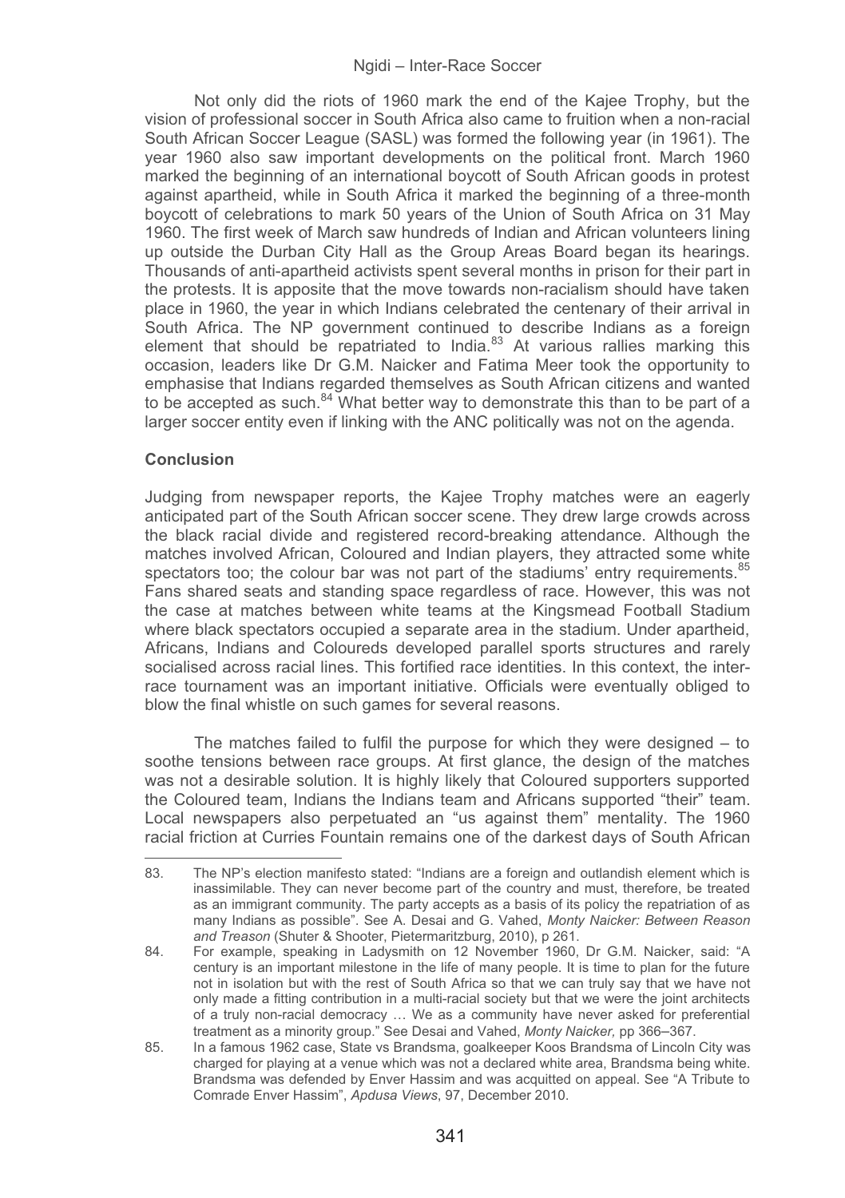Not only did the riots of 1960 mark the end of the Kajee Trophy, but the vision of professional soccer in South Africa also came to fruition when a non-racial South African Soccer League (SASL) was formed the following year (in 1961). The year 1960 also saw important developments on the political front. March 1960 marked the beginning of an international boycott of South African goods in protest against apartheid, while in South Africa it marked the beginning of a three-month boycott of celebrations to mark 50 years of the Union of South Africa on 31 May 1960. The first week of March saw hundreds of Indian and African volunteers lining up outside the Durban City Hall as the Group Areas Board began its hearings. Thousands of anti-apartheid activists spent several months in prison for their part in the protests. It is apposite that the move towards non-racialism should have taken place in 1960, the year in which Indians celebrated the centenary of their arrival in South Africa. The NP government continued to describe Indians as a foreign element that should be repatriated to India.[83] At various rallies marking this occasion, leaders like Dr G.M. Naicker and Fatima Meer took the opportunity to emphasise that Indians regarded themselves as South African citizens and wanted to be accepted as such.[84] What better way to demonstrate this than to be part of a larger soccer entity even if linking with the ANC politically was not on the agenda.

## Conclusion

Judging from newspaper reports, the Kajee Trophy matches were an eagerly anticipated part of the South African soccer scene. They drew large crowds across the black racial divide and registered record-breaking attendance. Although the matches involved African, Coloured and Indian players, they attracted some white spectators too; the colour bar was not part of the stadiums' entry requirements.[85] Fans shared seats and standing space regardless of race. However, this was not the case at matches between white teams at the Kingsmead Football Stadium where black spectators occupied a separate area in the stadium. Under apartheid, Africans, Indians and Coloureds developed parallel sports structures and rarely socialised across racial lines. This fortified race identities. In this context, the inter-race tournament was an important initiative. Officials were eventually obliged to blow the final whistle on such games for several reasons.

The matches failed to fulfil the purpose for which they were designed – to soothe tensions between race groups. At first glance, the design of the matches was not a desirable solution. It is highly likely that Coloured supporters supported the Coloured team, Indians the Indians team and Africans supported "their" team. Local newspapers also perpetuated an "us against them" mentality. The 1960 racial friction at Curries Fountain remains one of the darkest days of South African

---

83. The NP's election manifesto stated: "Indians are a foreign and outlandish element which is inassimilable. They can never become part of the country and must, therefore, be treated as an immigrant community. The party accepts as a basis of its policy the repatriation of as many Indians as possible". See A. Desai and G. Vahed, *Monty Naicker: Between Reason and Treason* (Shuter & Shooter, Pietermaritzburg, 2010), p 261.

84. For example, speaking in Ladysmith on 12 November 1960, Dr G.M. Naicker, said: "A century is an important milestone in the life of many people. It is time to plan for the future not in isolation but with the rest of South Africa so that we can truly say that we have not only made a fitting contribution in a multi-racial society but that we were the joint architects of a truly non-racial democracy … We as a community have never asked for preferential treatment as a minority group." See Desai and Vahed, *Monty Naicker,* pp 366–367.

85. In a famous 1962 case, State vs Brandsma, goalkeeper Koos Brandsma of Lincoln City was charged for playing at a venue which was not a declared white area, Brandsma being white. Brandsma was defended by Enver Hassim and was acquitted on appeal. See "A Tribute to Comrade Enver Hassim", *Apdusa Views*, 97, December 2010.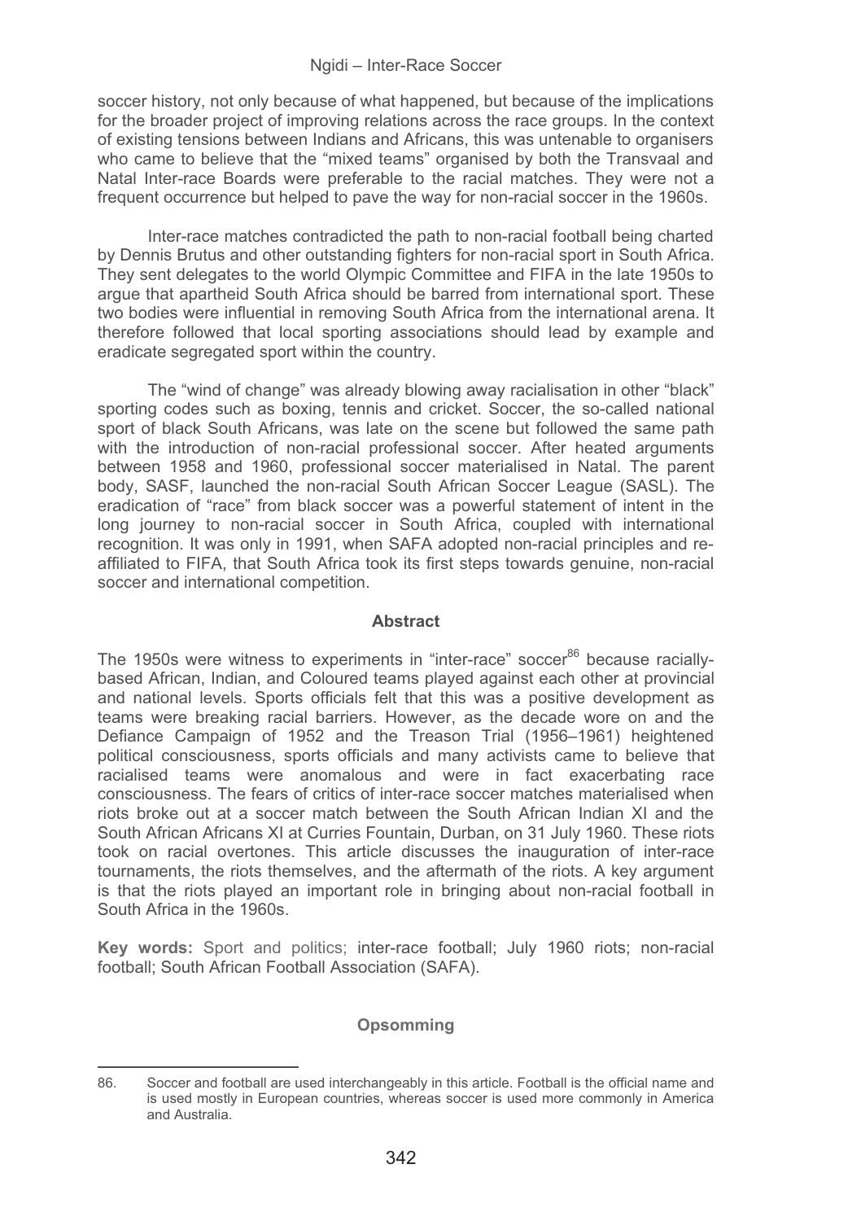soccer history, not only because of what happened, but because of the implications for the broader project of improving relations across the race groups. In the context of existing tensions between Indians and Africans, this was untenable to organisers who came to believe that the "mixed teams" organised by both the Transvaal and Natal Inter-race Boards were preferable to the racial matches. They were not a frequent occurrence but helped to pave the way for non-racial soccer in the 1960s.

Inter-race matches contradicted the path to non-racial football being charted by Dennis Brutus and other outstanding fighters for non-racial sport in South Africa. They sent delegates to the world Olympic Committee and FIFA in the late 1950s to argue that apartheid South Africa should be barred from international sport. These two bodies were influential in removing South Africa from the international arena. It therefore followed that local sporting associations should lead by example and eradicate segregated sport within the country.

The "wind of change" was already blowing away racialisation in other "black" sporting codes such as boxing, tennis and cricket. Soccer, the so-called national sport of black South Africans, was late on the scene but followed the same path with the introduction of non-racial professional soccer. After heated arguments between 1958 and 1960, professional soccer materialised in Natal. The parent body, SASF, launched the non-racial South African Soccer League (SASL). The eradication of "race" from black soccer was a powerful statement of intent in the long journey to non-racial soccer in South Africa, coupled with international recognition. It was only in 1991, when SAFA adopted non-racial principles and re-affiliated to FIFA, that South Africa took its first steps towards genuine, non-racial soccer and international competition.

## Abstract

The 1950s were witness to experiments in "inter-race" soccer[86] because racially-based African, Indian, and Coloured teams played against each other at provincial and national levels. Sports officials felt that this was a positive development as teams were breaking racial barriers. However, as the decade wore on and the Defiance Campaign of 1952 and the Treason Trial (1956–1961) heightened political consciousness, sports officials and many activists came to believe that racialised teams were anomalous and were in fact exacerbating race consciousness. The fears of critics of inter-race soccer matches materialised when riots broke out at a soccer match between the South African Indian XI and the South African Africans XI at Curries Fountain, Durban, on 31 July 1960. These riots took on racial overtones. This article discusses the inauguration of inter-race tournaments, the riots themselves, and the aftermath of the riots. A key argument is that the riots played an important role in bringing about non-racial football in South Africa in the 1960s.

**Key words:** Sport and politics; inter-race football; July 1960 riots; non-racial football; South African Football Association (SAFA).

## Opsomming

86. Soccer and football are used interchangeably in this article. Football is the official name and is used mostly in European countries, whereas soccer is used more commonly in America and Australia.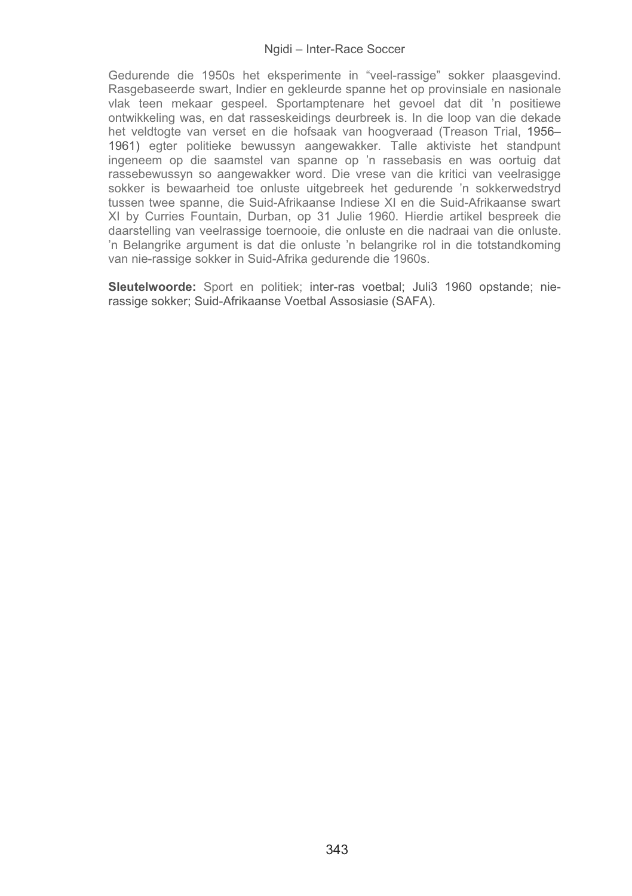Gedurende die 1950s het eksperimente in "veel-rassige" sokker plaasgevind. Rasgebaseerde swart, Indier en gekleurde spanne het op provinsiale en nasionale vlak teen mekaar gespeel. Sportamptenare het gevoel dat dit 'n positiewe ontwikkeling was, en dat rasseskeidings deurbreek is. In die loop van die dekade het veldtogte van verset en die hofsaak van hoogveraad (Treason Trial, 1956–1961) egter politieke bewussyn aangewakker. Talle aktiviste het standpunt ingeneem op die saamstel van spanne op 'n rassebasis en was oortuig dat rassebewussyn so aangewakker word. Die vrese van die kritici van veelrasigge sokker is bewaarheid toe onluste uitgebreek het gedurende 'n sokkerwedstryd tussen twee spanne, die Suid-Afrikaanse Indiese XI en die Suid-Afrikaanse swart XI by Curries Fountain, Durban, op 31 Julie 1960. Hierdie artikel bespreek die daarstelling van veelrassige toernooie, die onluste en die nadraai van die onluste. 'n Belangrike argument is dat die onluste 'n belangrike rol in die totstandkoming van nie-rassige sokker in Suid-Afrika gedurende die 1960s.

**Sleutelwoorde:** Sport en politiek; inter-ras voetbal; Juli3 1960 opstande; nie-rassige sokker; Suid-Afrikaanse Voetbal Assosiasie (SAFA).